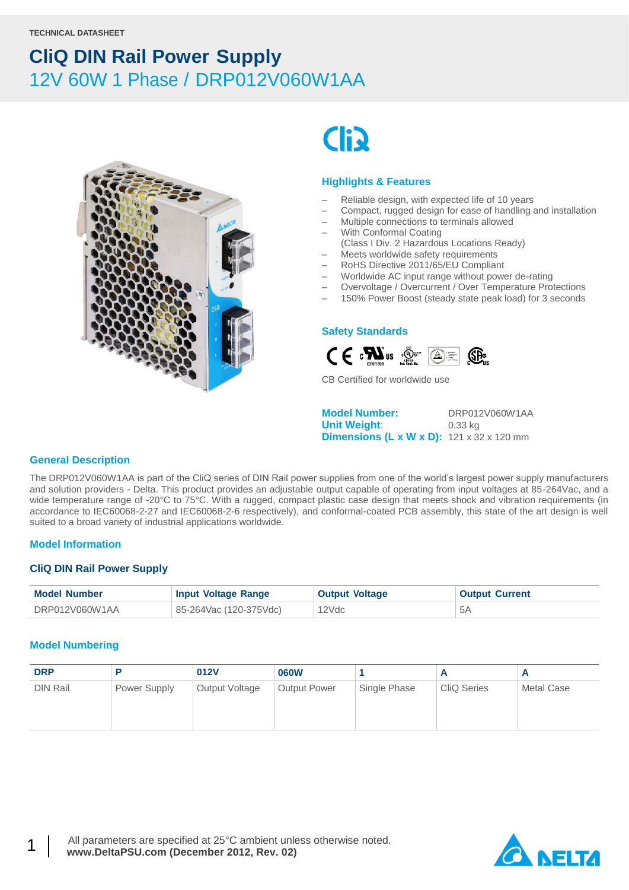TECHNICAL DATASHEET

# CliQ DIN Rail Power Supply

## 12V 60W 1 Phase / DRP012V060W1AA

### Highlights & Features

- Reliable design, with expected life of 10 years
- Compact, rugged design for ease of handling and installation
- Multiple connections to terminals allowed
- With Conformal Coating
  (Class I Div. 2 Hazardous Locations Ready)
- Meets worldwide safety requirements
- RoHS Directive 2011/65/EU Compliant
- Worldwide AC input range without power de-rating
- Overvoltage / Overcurrent / Over Temperature Protections
- 150% Power Boost (steady state peak load) for 3 seconds

### Safety Standards

CB Certified for worldwide use

**Model Number:** DRP012V060W1AA
**Unit Weight:** 0.33 kg
**Dimensions (L x W x D):** 121 x 32 x 120 mm

### General Description

The DRP012V060W1AA is part of the CliQ series of DIN Rail power supplies from one of the world's largest power supply manufacturers and solution providers - Delta. This product provides an adjustable output capable of operating from input voltages at 85-264Vac, and a wide temperature range of -20°C to 75°C. With a rugged, compact plastic case design that meets shock and vibration requirements (in accordance to IEC60068-2-27 and IEC60068-2-6 respectively), and conformal-coated PCB assembly, this state of the art design is well suited to a broad variety of industrial applications worldwide.

### Model Information

#### CliQ DIN Rail Power Supply

| Model Number | Input Voltage Range | Output Voltage | Output Current |
|---|---|---|---|
| DRP012V060W1AA | 85-264Vac (120-375Vdc) | 12Vdc | 5A |

### Model Numbering

| DRP | P | 012V | 060W | 1 | A | A |
|---|---|---|---|---|---|---|
| DIN Rail | Power Supply | Output Voltage | Output Power | Single Phase | CliQ Series | Metal Case |

All parameters are specified at 25°C ambient unless otherwise noted.
**www.DeltaPSU.com (December 2012, Rev. 02)**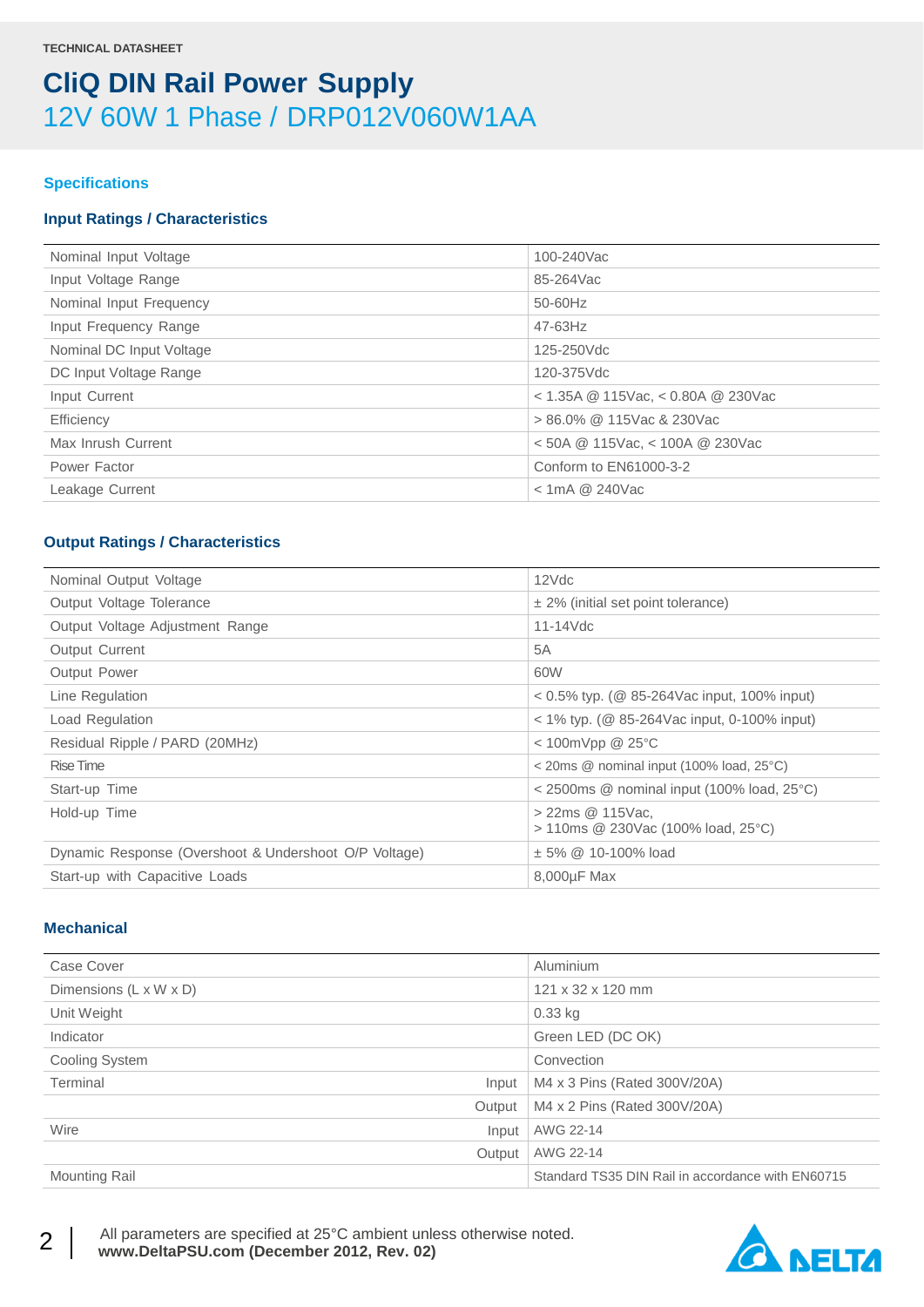TECHNICAL DATASHEET

# CliQ DIN Rail Power Supply

## 12V 60W 1 Phase / DRP012V060W1AA

### Specifications

### Input Ratings / Characteristics

| | |
|---|---|
| Nominal Input Voltage | 100-240Vac |
| Input Voltage Range | 85-264Vac |
| Nominal Input Frequency | 50-60Hz |
| Input Frequency Range | 47-63Hz |
| Nominal DC Input Voltage | 125-250Vdc |
| DC Input Voltage Range | 120-375Vdc |
| Input Current | < 1.35A @ 115Vac, < 0.80A @ 230Vac |
| Efficiency | > 86.0% @ 115Vac & 230Vac |
| Max Inrush Current | < 50A @ 115Vac, < 100A @ 230Vac |
| Power Factor | Conform to EN61000-3-2 |
| Leakage Current | < 1mA @ 240Vac |

### Output Ratings / Characteristics

| | |
|---|---|
| Nominal Output Voltage | 12Vdc |
| Output Voltage Tolerance | ± 2% (initial set point tolerance) |
| Output Voltage Adjustment Range | 11-14Vdc |
| Output Current | 5A |
| Output Power | 60W |
| Line Regulation | < 0.5% typ. (@ 85-264Vac input, 100% input) |
| Load Regulation | < 1% typ. (@ 85-264Vac input, 0-100% input) |
| Residual Ripple / PARD (20MHz) | < 100mVpp @ 25°C |
| Rise Time | < 20ms @ nominal input (100% load, 25°C) |
| Start-up Time | < 2500ms @ nominal input (100% load, 25°C) |
| Hold-up Time | > 22ms @ 115Vac,<br>> 110ms @ 230Vac (100% load, 25°C) |
| Dynamic Response (Overshoot & Undershoot O/P Voltage) | ± 5% @ 10-100% load |
| Start-up with Capacitive Loads | 8,000µF Max |

### Mechanical

| | | |
|---|---|---|
| Case Cover | | Aluminium |
| Dimensions (L x W x D) | | 121 x 32 x 120 mm |
| Unit Weight | | 0.33 kg |
| Indicator | | Green LED (DC OK) |
| Cooling System | | Convection |
| Terminal | Input | M4 x 3 Pins (Rated 300V/20A) |
| | Output | M4 x 2 Pins (Rated 300V/20A) |
| Wire | Input | AWG 22-14 |
| | Output | AWG 22-14 |
| Mounting Rail | | Standard TS35 DIN Rail in accordance with EN60715 |

All parameters are specified at 25°C ambient unless otherwise noted.
**www.DeltaPSU.com (December 2012, Rev. 02)**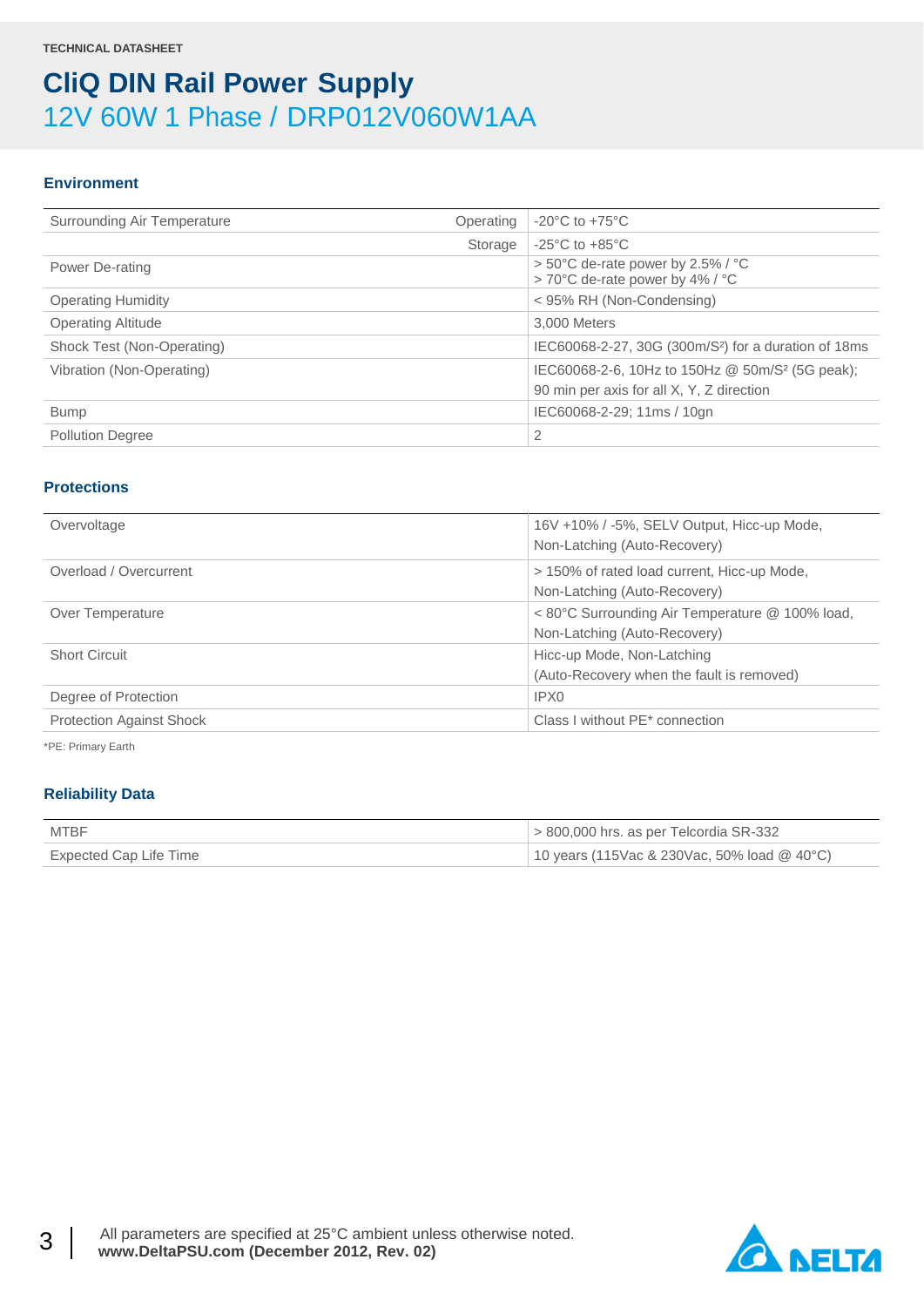TECHNICAL DATASHEET

# CliQ DIN Rail Power Supply

## 12V 60W 1 Phase / DRP012V060W1AA

### Environment

| | | |
|---|---|---|
| Surrounding Air Temperature | Operating | -20°C to +75°C |
| | Storage | -25°C to +85°C |
| Power De-rating | | > 50°C de-rate power by 2.5% / °C<br>> 70°C de-rate power by 4% / °C |
| Operating Humidity | | < 95% RH (Non-Condensing) |
| Operating Altitude | | 3,000 Meters |
| Shock Test (Non-Operating) | | IEC60068-2-27, 30G (300m/S²) for a duration of 18ms |
| Vibration (Non-Operating) | | IEC60068-2-6, 10Hz to 150Hz @ 50m/S² (5G peak);<br>90 min per axis for all X, Y, Z direction |
| Bump | | IEC60068-2-29; 11ms / 10gn |
| Pollution Degree | | 2 |

### Protections

| | |
|---|---|
| Overvoltage | 16V +10% / -5%, SELV Output, Hicc-up Mode,<br>Non-Latching (Auto-Recovery) |
| Overload / Overcurrent | > 150% of rated load current, Hicc-up Mode,<br>Non-Latching (Auto-Recovery) |
| Over Temperature | < 80°C Surrounding Air Temperature @ 100% load,<br>Non-Latching (Auto-Recovery) |
| Short Circuit | Hicc-up Mode, Non-Latching<br>(Auto-Recovery when the fault is removed) |
| Degree of Protection | IPX0 |
| Protection Against Shock | Class I without PE* connection |

*PE: Primary Earth

### Reliability Data

| | |
|---|---|
| MTBF | > 800,000 hrs. as per Telcordia SR-332 |
| Expected Cap Life Time | 10 years (115Vac & 230Vac, 50% load @ 40°C) |

All parameters are specified at 25°C ambient unless otherwise noted.
**www.DeltaPSU.com (December 2012, Rev. 02)**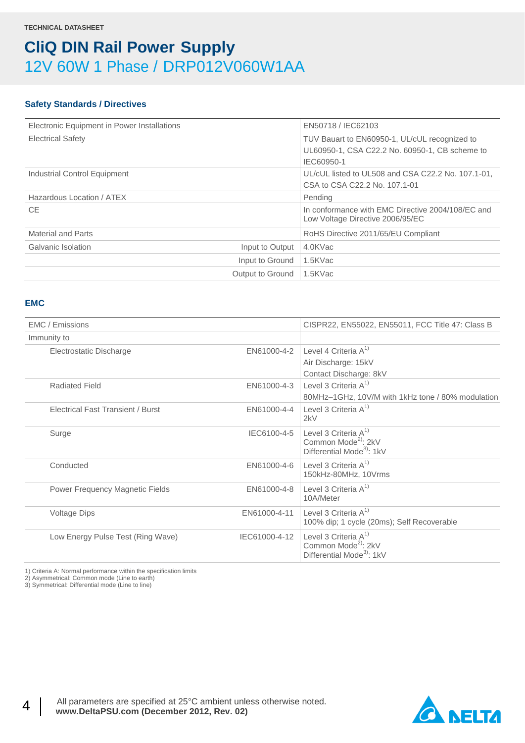**TECHNICAL DATASHEET**

# CliQ DIN Rail Power Supply

## 12V 60W 1 Phase / DRP012V060W1AA

### Safety Standards / Directives

| | | |
|---|---|---|
| Electronic Equipment in Power Installations | | EN50718 / IEC62103 |
| Electrical Safety | | TUV Bauart to EN60950-1, UL/cUL recognized to UL60950-1, CSA C22.2 No. 60950-1, CB scheme to IEC60950-1 |
| Industrial Control Equipment | | UL/cUL listed to UL508 and CSA C22.2 No. 107.1-01, CSA to CSA C22.2 No. 107.1-01 |
| Hazardous Location / ATEX | | Pending |
| CE | | In conformance with EMC Directive 2004/108/EC and Low Voltage Directive 2006/95/EC |
| Material and Parts | | RoHS Directive 2011/65/EU Compliant |
| Galvanic Isolation | Input to Output | 4.0KVac |
| | Input to Ground | 1.5KVac |
| | Output to Ground | 1.5KVac |

### EMC

| | | |
|---|---|---|
| EMC / Emissions | | CISPR22, EN55022, EN55011, FCC Title 47: Class B |
| Immunity to | | |
| Electrostatic Discharge | EN61000-4-2 | Level 4 Criteria A[1]<br>Air Discharge: 15kV<br>Contact Discharge: 8kV |
| Radiated Field | EN61000-4-3 | Level 3 Criteria A[1]<br>80MHz–1GHz, 10V/M with 1kHz tone / 80% modulation |
| Electrical Fast Transient / Burst | EN61000-4-4 | Level 3 Criteria A[1]<br>2kV |
| Surge | IEC6100-4-5 | Level 3 Criteria A[1]<br>Common Mode[2]: 2kV<br>Differential Mode[3]: 1kV |
| Conducted | EN61000-4-6 | Level 3 Criteria A[1]<br>150kHz-80MHz, 10Vrms |
| Power Frequency Magnetic Fields | EN61000-4-8 | Level 3 Criteria A[1]<br>10A/Meter |
| Voltage Dips | EN61000-4-11 | Level 3 Criteria A[1]<br>100% dip; 1 cycle (20ms); Self Recoverable |
| Low Energy Pulse Test (Ring Wave) | IEC61000-4-12 | Level 3 Criteria A[1]<br>Common Mode[2]: 2kV<br>Differential Mode[3]: 1kV |

1) Criteria A: Normal performance within the specification limits
2) Asymmetrical: Common mode (Line to earth)
3) Symmetrical: Differential mode (Line to line)

All parameters are specified at 25°C ambient unless otherwise noted.
**www.DeltaPSU.com (December 2012, Rev. 02)**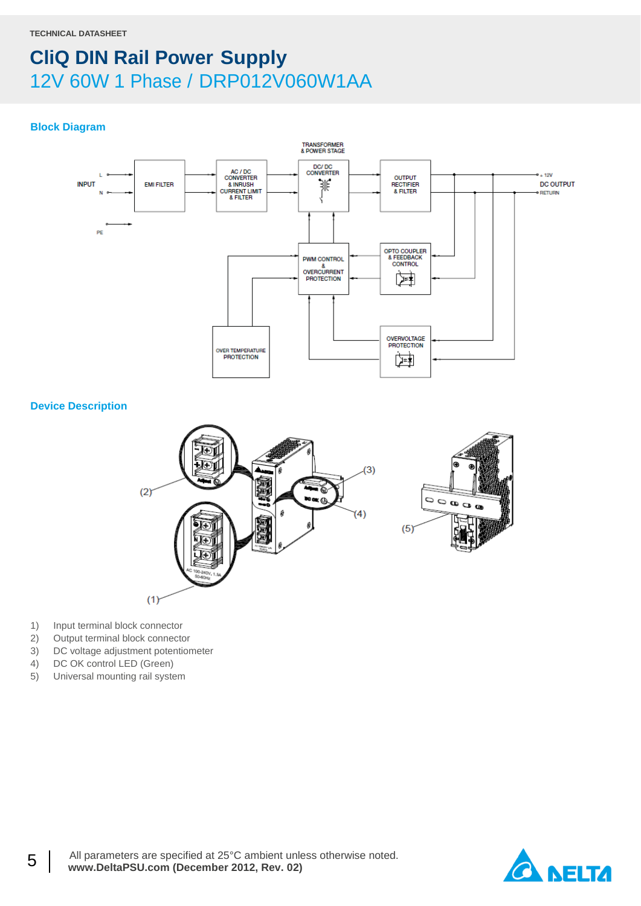## Block Diagram

## Device Description

1) Input terminal block connector
2) Output terminal block connector
3) DC voltage adjustment potentiometer
4) DC OK control LED (Green)
5) Universal mounting rail system

All parameters are specified at 25°C ambient unless otherwise noted.
**www.DeltaPSU.com (December 2012, Rev. 02)**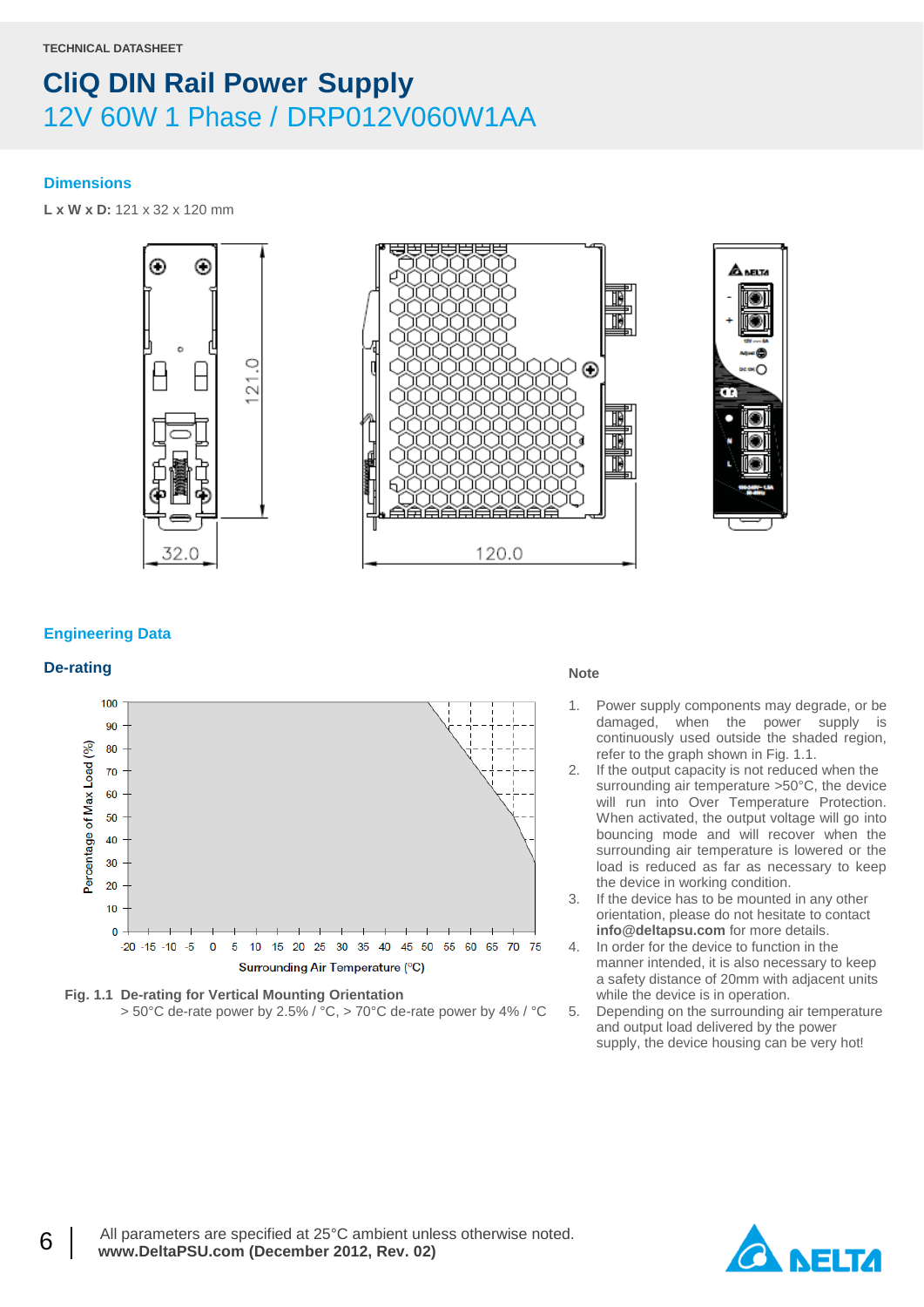TECHNICAL DATASHEET

# CliQ DIN Rail Power Supply

## 12V 60W 1 Phase / DRP012V060W1AA

### Dimensions

**L x W x D:** 121 x 32 x 120 mm

### Engineering Data

#### De-rating

**Fig. 1.1 De-rating for Vertical Mounting Orientation**
> 50°C de-rate power by 2.5% / °C, > 70°C de-rate power by 4% / °C

**Note**

1. Power supply components may degrade, or be damaged, when the power supply is continuously used outside the shaded region, refer to the graph shown in Fig. 1.1.
2. If the output capacity is not reduced when the surrounding air temperature >50°C, the device will run into Over Temperature Protection. When activated, the output voltage will go into bouncing mode and will recover when the surrounding air temperature is lowered or the load is reduced as far as necessary to keep the device in working condition.
3. If the device has to be mounted in any other orientation, please do not hesitate to contact **info@deltapsu.com** for more details.
4. In order for the device to function in the manner intended, it is also necessary to keep a safety distance of 20mm with adjacent units while the device is in operation.
5. Depending on the surrounding air temperature and output load delivered by the power supply, the device housing can be very hot!

All parameters are specified at 25°C ambient unless otherwise noted.
**www.DeltaPSU.com (December 2012, Rev. 02)**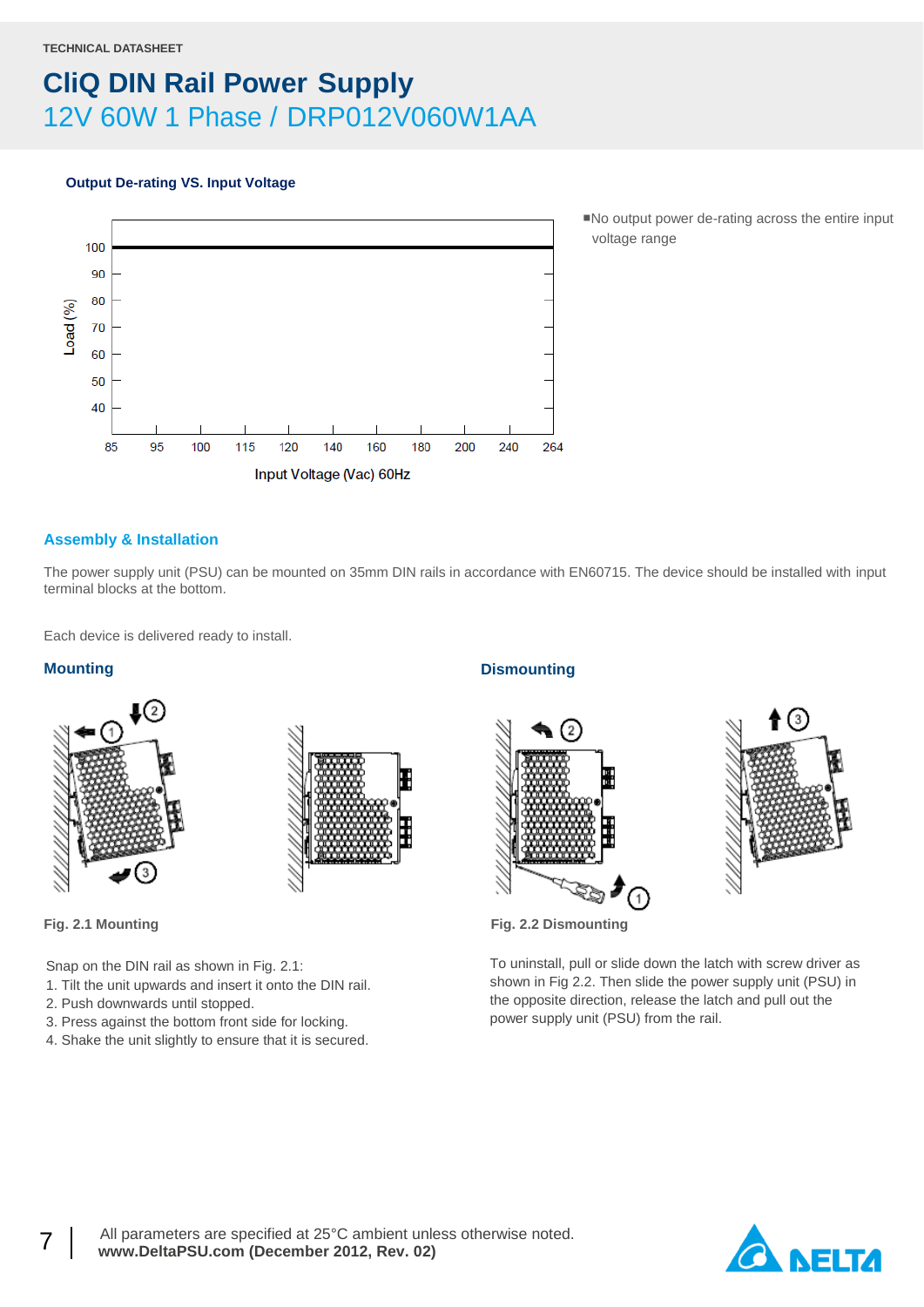### Output De-rating VS. Input Voltage

▪No output power de-rating across the entire input voltage range

## Assembly & Installation

The power supply unit (PSU) can be mounted on 35mm DIN rails in accordance with EN60715. The device should be installed with input terminal blocks at the bottom.

Each device is delivered ready to install.

### Mounting

Fig. 2.1 Mounting

Snap on the DIN rail as shown in Fig. 2.1:

1. Tilt the unit upwards and insert it onto the DIN rail.
2. Push downwards until stopped.
3. Press against the bottom front side for locking.
4. Shake the unit slightly to ensure that it is secured.

### Dismounting

Fig. 2.2 Dismounting

To uninstall, pull or slide down the latch with screw driver as shown in Fig 2.2. Then slide the power supply unit (PSU) in the opposite direction, release the latch and pull out the power supply unit (PSU) from the rail.

All parameters are specified at 25°C ambient unless otherwise noted.
**www.DeltaPSU.com (December 2012, Rev. 02)**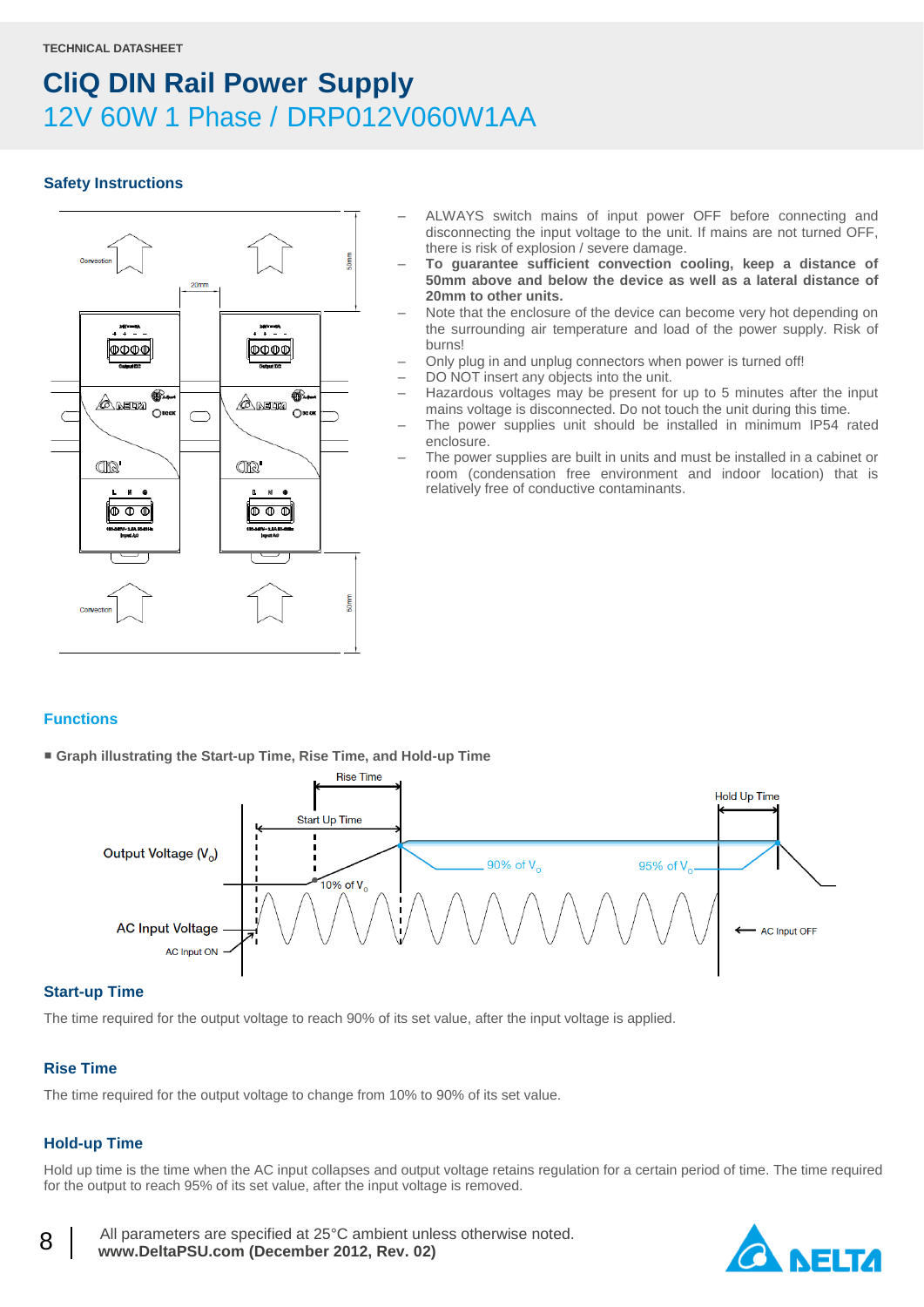TECHNICAL DATASHEET

# CliQ DIN Rail Power Supply

## 12V 60W 1 Phase / DRP012V060W1AA

### Safety Instructions

- ALWAYS switch mains of input power OFF before connecting and disconnecting the input voltage to the unit. If mains are not turned OFF, there is risk of explosion / severe damage.
- **To guarantee sufficient convection cooling, keep a distance of 50mm above and below the device as well as a lateral distance of 20mm to other units.**
- Note that the enclosure of the device can become very hot depending on the surrounding air temperature and load of the power supply. Risk of burns!
- Only plug in and unplug connectors when power is turned off!
- DO NOT insert any objects into the unit.
- Hazardous voltages may be present for up to 5 minutes after the input mains voltage is disconnected. Do not touch the unit during this time.
- The power supplies unit should be installed in minimum IP54 rated enclosure.
- The power supplies are built in units and must be installed in a cabinet or room (condensation free environment and indoor location) that is relatively free of conductive contaminants.

### Functions

■ **Graph illustrating the Start-up Time, Rise Time, and Hold-up Time**

### Start-up Time

The time required for the output voltage to reach 90% of its set value, after the input voltage is applied.

### Rise Time

The time required for the output voltage to change from 10% to 90% of its set value.

### Hold-up Time

Hold up time is the time when the AC input collapses and output voltage retains regulation for a certain period of time. The time required for the output to reach 95% of its set value, after the input voltage is removed.

All parameters are specified at 25°C ambient unless otherwise noted.
**www.DeltaPSU.com (December 2012, Rev. 02)**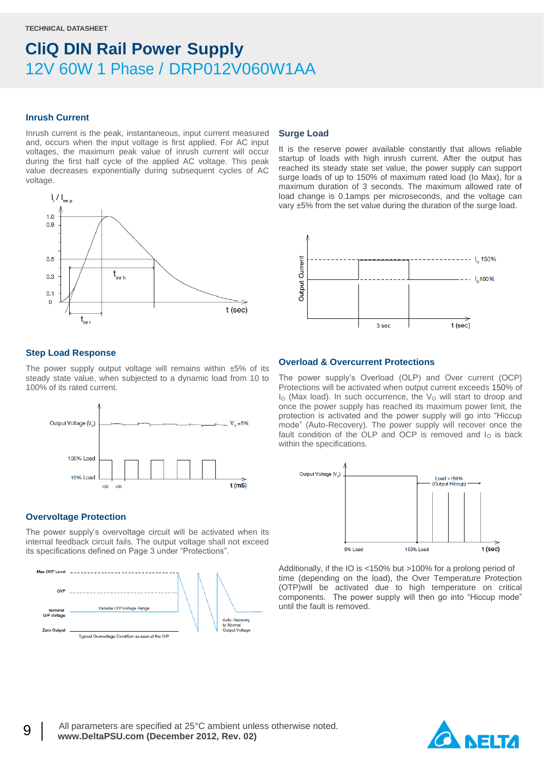## Inrush Current

Inrush current is the peak, instantaneous, input current measured and, occurs when the input voltage is first applied. For AC input voltages, the maximum peak value of inrush current will occur during the first half cycle of the applied AC voltage. This peak value decreases exponentially during subsequent cycles of AC voltage.

## Surge Load

It is the reserve power available constantly that allows reliable startup of loads with high inrush current. After the output has reached its steady state set value, the power supply can support surge loads of up to 150% of maximum rated load (Io Max), for a maximum duration of 3 seconds. The maximum allowed rate of load change is 0.1amps per microseconds, and the voltage can vary ±5% from the set value during the duration of the surge load.

## Step Load Response

The power supply output voltage will remains within ±5% of its steady state value, when subjected to a dynamic load from 10 to 100% of its rated current.

## Overload & Overcurrent Protections

The power supply's Overload (OLP) and Over current (OCP) Protections will be activated when output current exceeds 150% of $I_O$ (Max load). In such occurrence, the $V_O$ will start to droop and once the power supply has reached its maximum power limit, the protection is activated and the power supply will go into "Hiccup mode" (Auto-Recovery). The power supply will recover once the fault condition of the OLP and OCP is removed and $I_O$ is back within the specifications.

## Overvoltage Protection

The power supply's overvoltage circuit will be activated when its internal feedback circuit fails. The output voltage shall not exceed its specifications defined on Page 3 under "Protections".

Additionally, if the IO is <150% but >100% for a prolong period of time (depending on the load), the Over Temperature Protection (OTP)will be activated due to high temperature on critical components. The power supply will then go into "Hiccup mode" until the fault is removed.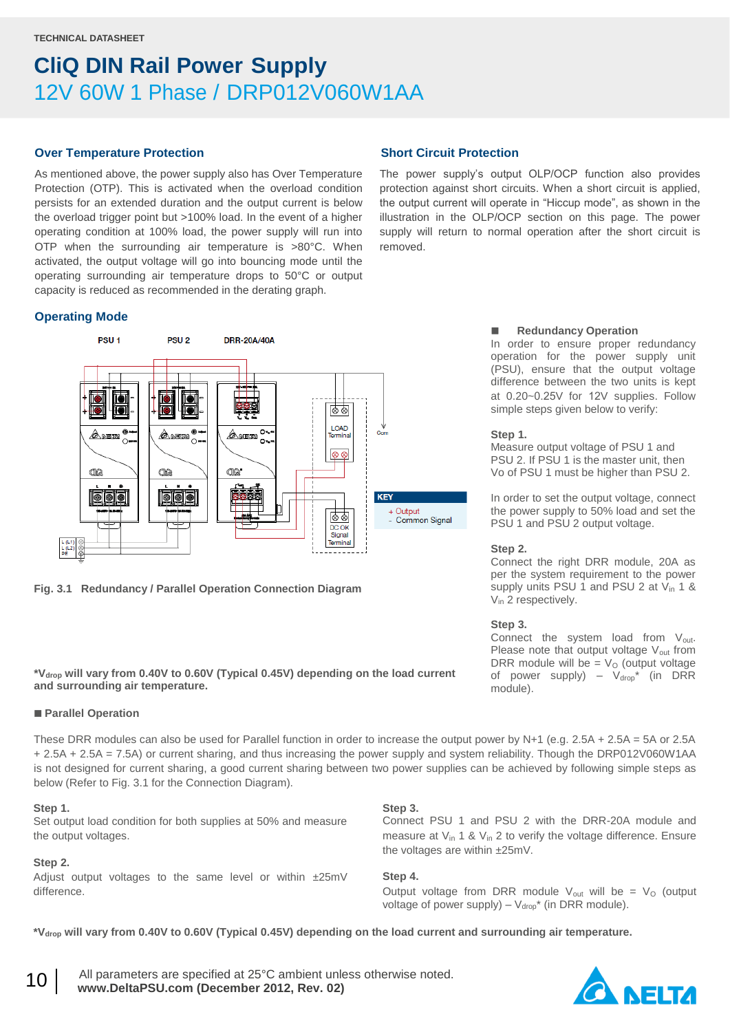## Over Temperature Protection

As mentioned above, the power supply also has Over Temperature Protection (OTP). This is activated when the overload condition persists for an extended duration and the output current is below the overload trigger point but >100% load. In the event of a higher operating condition at 100% load, the power supply will run into OTP when the surrounding air temperature is >80°C. When activated, the output voltage will go into bouncing mode until the operating surrounding air temperature drops to 50°C or output capacity is reduced as recommended in the derating graph.

## Short Circuit Protection

The power supply's output OLP/OCP function also provides protection against short circuits. When a short circuit is applied, the output current will operate in "Hiccup mode", as shown in the illustration in the OLP/OCP section on this page. The power supply will return to normal operation after the short circuit is removed.

## Operating Mode

**Fig. 3.1 Redundancy / Parallel Operation Connection Diagram**

***$V_{drop}$ will vary from 0.40V to 0.60V (Typical 0.45V) depending on the load current and surrounding air temperature.**

■ **Redundancy Operation**

In order to ensure proper redundancy operation for the power supply unit (PSU), ensure that the output voltage difference between the two units is kept at 0.20~0.25V for 12V supplies. Follow simple steps given below to verify:

**Step 1.**
Measure output voltage of PSU 1 and PSU 2. If PSU 1 is the master unit, then Vo of PSU 1 must be higher than PSU 2.

In order to set the output voltage, connect the power supply to 50% load and set the PSU 1 and PSU 2 output voltage.

**Step 2.**
Connect the right DRR module, 20A as per the system requirement to the power supply units PSU 1 and PSU 2 at $V_{in}$ 1 & $V_{in}$ 2 respectively.

**Step 3.**
Connect the system load from $V_{out}$. Please note that output voltage $V_{out}$ from DRR module will be = $V_O$ (output voltage of power supply) – $V_{drop}$* (in DRR module).

■ **Parallel Operation**

These DRR modules can also be used for Parallel function in order to increase the output power by N+1 (e.g. 2.5A + 2.5A = 5A or 2.5A + 2.5A + 2.5A = 7.5A) or current sharing, and thus increasing the power supply and system reliability. Though the DRP012V060W1AA is not designed for current sharing, a good current sharing between two power supplies can be achieved by following simple steps as below (Refer to Fig. 3.1 for the Connection Diagram).

**Step 1.**
Set output load condition for both supplies at 50% and measure the output voltages.

**Step 2.**
Adjust output voltages to the same level or within ±25mV difference.

**Step 3.**
Connect PSU 1 and PSU 2 with the DRR-20A module and measure at $V_{in}$ 1 & $V_{in}$ 2 to verify the voltage difference. Ensure the voltages are within ±25mV.

**Step 4.**
Output voltage from DRR module $V_{out}$ will be = $V_O$ (output voltage of power supply) – $V_{drop}$* (in DRR module).

***$V_{drop}$ will vary from 0.40V to 0.60V (Typical 0.45V) depending on the load current and surrounding air temperature.**

All parameters are specified at 25°C ambient unless otherwise noted.
**www.DeltaPSU.com (December 2012, Rev. 02)**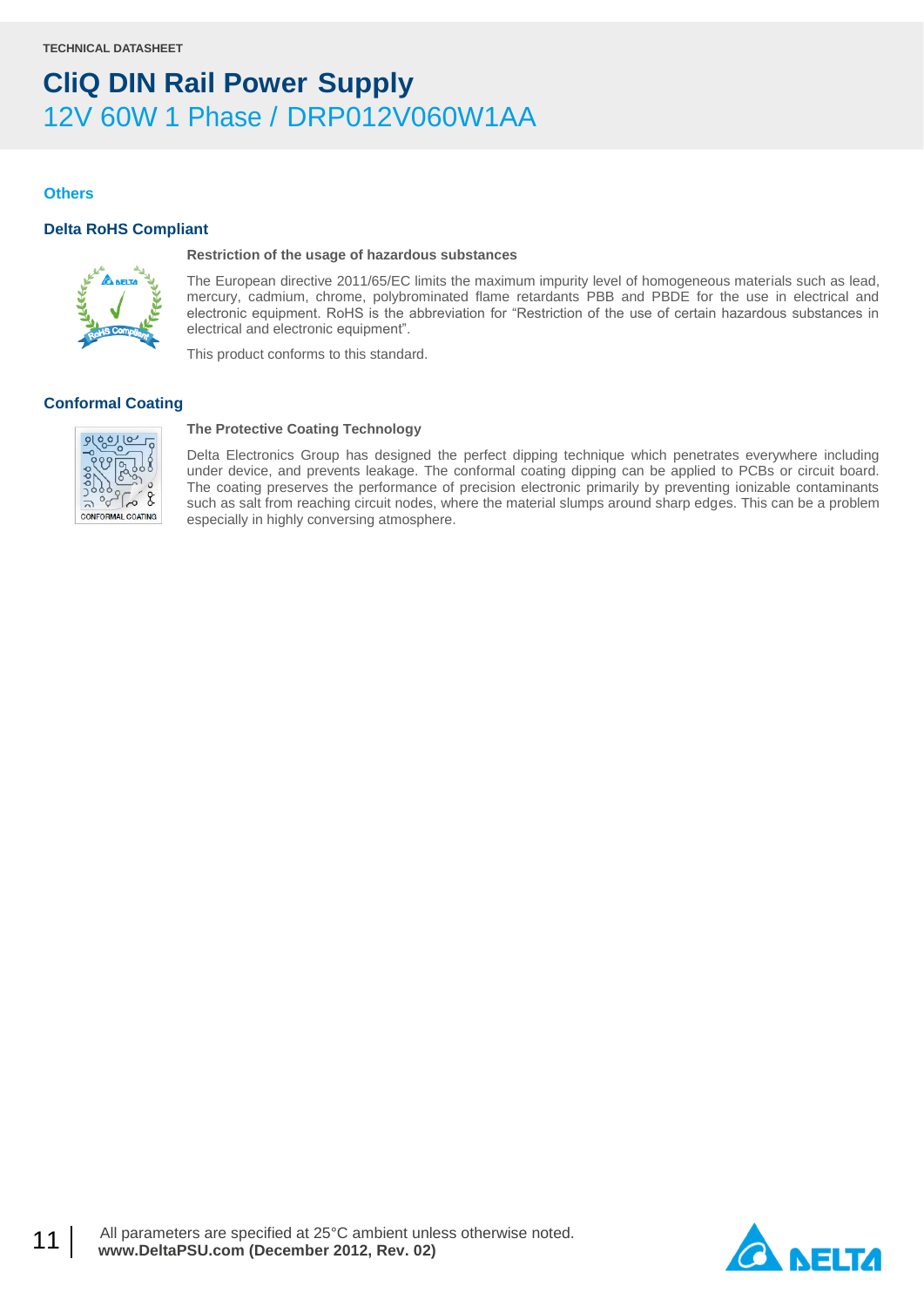## Others

### Delta RoHS Compliant

**Restriction of the usage of hazardous substances**

The European directive 2011/65/EC limits the maximum impurity level of homogeneous materials such as lead, mercury, cadmium, chrome, polybrominated flame retardants PBB and PBDE for the use in electrical and electronic equipment. RoHS is the abbreviation for “Restriction of the use of certain hazardous substances in electrical and electronic equipment”.

This product conforms to this standard.

### Conformal Coating

**The Protective Coating Technology**

Delta Electronics Group has designed the perfect dipping technique which penetrates everywhere including under device, and prevents leakage. The conformal coating dipping can be applied to PCBs or circuit board. The coating preserves the performance of precision electronic primarily by preventing ionizable contaminants such as salt from reaching circuit nodes, where the material slumps around sharp edges. This can be a problem especially in highly conversing atmosphere.